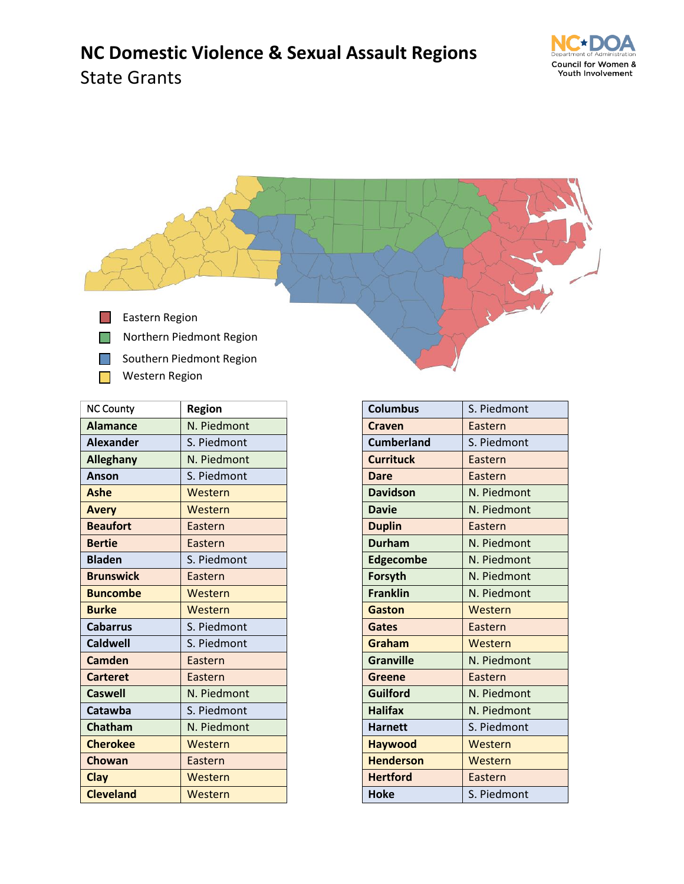# NC Domestic Violence & Sexual Assault Regions

State Grants

Council for Women & Youth Involvement

- Eastern Region
- Northern Piedmont Region
- Southern Piedmont Region
- Western Region

| NC County | Region |
|---|---|
| **Alamance** | N. Piedmont |
| **Alexander** | S. Piedmont |
| **Alleghany** | N. Piedmont |
| **Anson** | S. Piedmont |
| **Ashe** | Western |
| **Avery** | Western |
| **Beaufort** | Eastern |
| **Bertie** | Eastern |
| **Bladen** | S. Piedmont |
| **Brunswick** | Eastern |
| **Buncombe** | Western |
| **Burke** | Western |
| **Cabarrus** | S. Piedmont |
| **Caldwell** | S. Piedmont |
| **Camden** | Eastern |
| **Carteret** | Eastern |
| **Caswell** | N. Piedmont |
| **Catawba** | S. Piedmont |
| **Chatham** | N. Piedmont |
| **Cherokee** | Western |
| **Chowan** | Eastern |
| **Clay** | Western |
| **Cleveland** | Western |
| **Columbus** | S. Piedmont |
| **Craven** | Eastern |
| **Cumberland** | S. Piedmont |
| **Currituck** | Eastern |
| **Dare** | Eastern |
| **Davidson** | N. Piedmont |
| **Davie** | N. Piedmont |
| **Duplin** | Eastern |
| **Durham** | N. Piedmont |
| **Edgecombe** | N. Piedmont |
| **Forsyth** | N. Piedmont |
| **Franklin** | N. Piedmont |
| **Gaston** | Western |
| **Gates** | Eastern |
| **Graham** | Western |
| **Granville** | N. Piedmont |
| **Greene** | Eastern |
| **Guilford** | N. Piedmont |
| **Halifax** | N. Piedmont |
| **Harnett** | S. Piedmont |
| **Haywood** | Western |
| **Henderson** | Western |
| **Hertford** | Eastern |
| **Hoke** | S. Piedmont |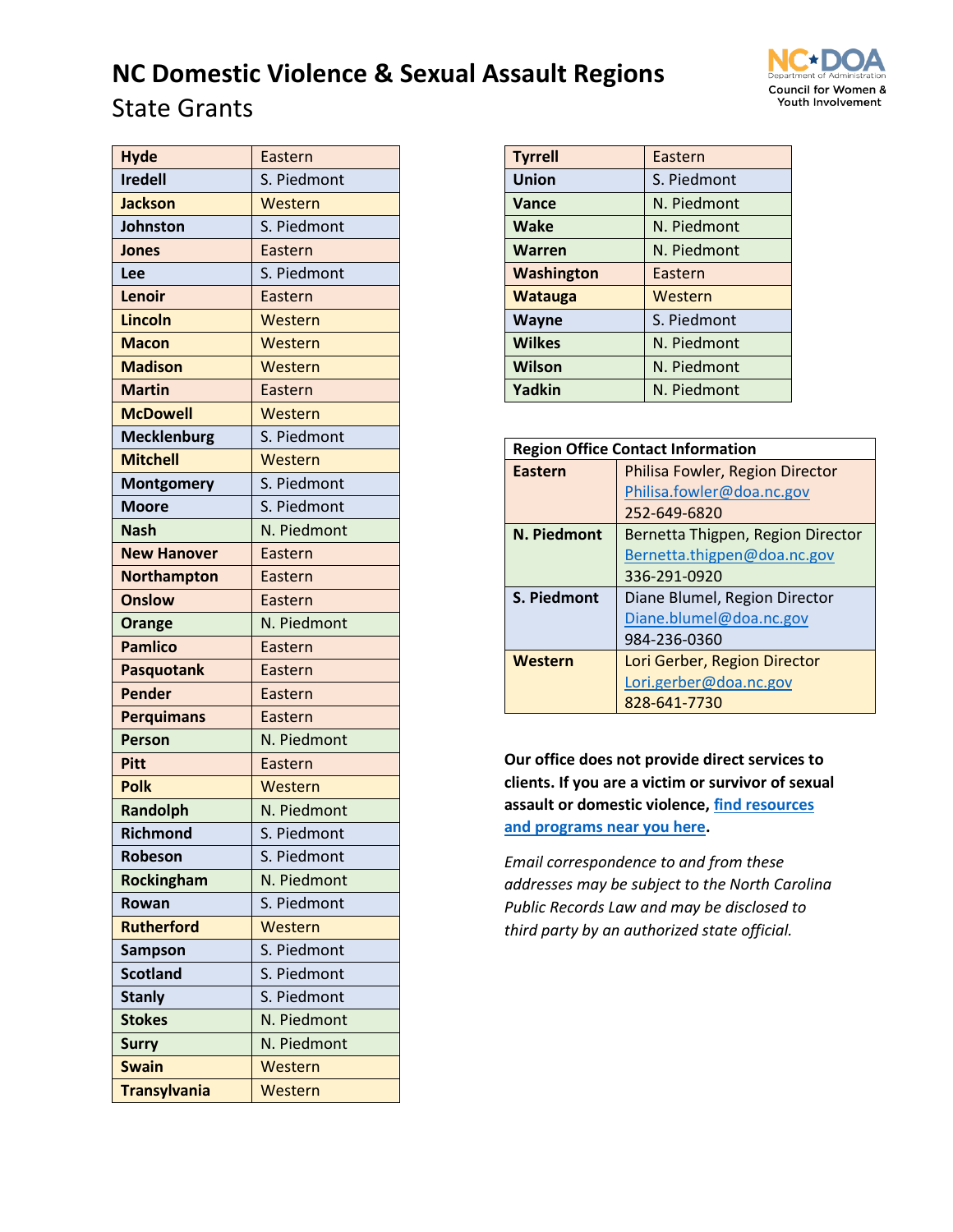# NC Domestic Violence & Sexual Assault Regions

State Grants

NC DOA Department of Administration
Council for Women & Youth Involvement

| | |
|---|---|
| **Hyde** | Eastern |
| **Iredell** | S. Piedmont |
| **Jackson** | Western |
| **Johnston** | S. Piedmont |
| **Jones** | Eastern |
| **Lee** | S. Piedmont |
| **Lenoir** | Eastern |
| **Lincoln** | Western |
| **Macon** | Western |
| **Madison** | Western |
| **Martin** | Eastern |
| **McDowell** | Western |
| **Mecklenburg** | S. Piedmont |
| **Mitchell** | Western |
| **Montgomery** | S. Piedmont |
| **Moore** | S. Piedmont |
| **Nash** | N. Piedmont |
| **New Hanover** | Eastern |
| **Northampton** | Eastern |
| **Onslow** | Eastern |
| **Orange** | N. Piedmont |
| **Pamlico** | Eastern |
| **Pasquotank** | Eastern |
| **Pender** | Eastern |
| **Perquimans** | Eastern |
| **Person** | N. Piedmont |
| **Pitt** | Eastern |
| **Polk** | Western |
| **Randolph** | N. Piedmont |
| **Richmond** | S. Piedmont |
| **Robeson** | S. Piedmont |
| **Rockingham** | N. Piedmont |
| **Rowan** | S. Piedmont |
| **Rutherford** | Western |
| **Sampson** | S. Piedmont |
| **Scotland** | S. Piedmont |
| **Stanly** | S. Piedmont |
| **Stokes** | N. Piedmont |
| **Surry** | N. Piedmont |
| **Swain** | Western |
| **Transylvania** | Western |
| **Tyrrell** | Eastern |
| **Union** | S. Piedmont |
| **Vance** | N. Piedmont |
| **Wake** | N. Piedmont |
| **Warren** | N. Piedmont |
| **Washington** | Eastern |
| **Watauga** | Western |
| **Wayne** | S. Piedmont |
| **Wilkes** | N. Piedmont |
| **Wilson** | N. Piedmont |
| **Yadkin** | N. Piedmont |

| **Region Office Contact Information** | |
|---|---|
| **Eastern** | Philisa Fowler, Region Director<br>Philisa.fowler@doa.nc.gov<br>252-649-6820 |
| **N. Piedmont** | Bernetta Thigpen, Region Director<br>Bernetta.thigpen@doa.nc.gov<br>336-291-0920 |
| **S. Piedmont** | Diane Blumel, Region Director<br>Diane.blumel@doa.nc.gov<br>984-236-0360 |
| **Western** | Lori Gerber, Region Director<br>Lori.gerber@doa.nc.gov<br>828-641-7730 |

**Our office does not provide direct services to clients. If you are a victim or survivor of sexual assault or domestic violence, find resources and programs near you here.**

*Email correspondence to and from these addresses may be subject to the North Carolina Public Records Law and may be disclosed to third party by an authorized state official.*